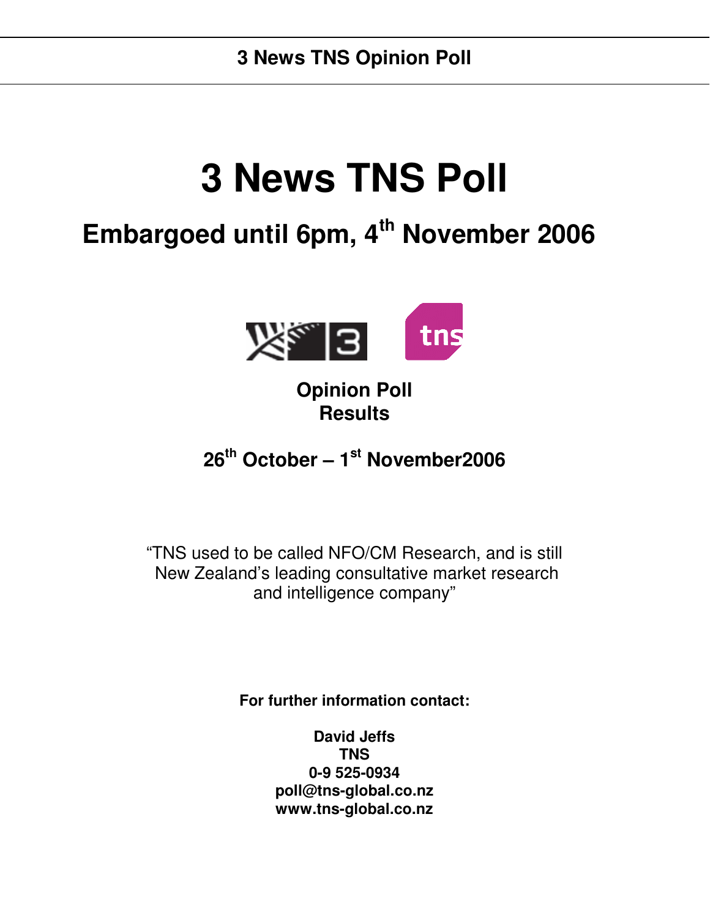# 3 News TNS Poll

## Embargoed until 6pm, 4th November 2006

**Opinion Poll Results**

**26th October – 1st November2006**

"TNS used to be called NFO/CM Research, and is still New Zealand's leading consultative market research and intelligence company"

**For further information contact:**

**David Jeffs**
**TNS**
**0-9 525-0934**
**poll@tns-global.co.nz**
**www.tns-global.co.nz**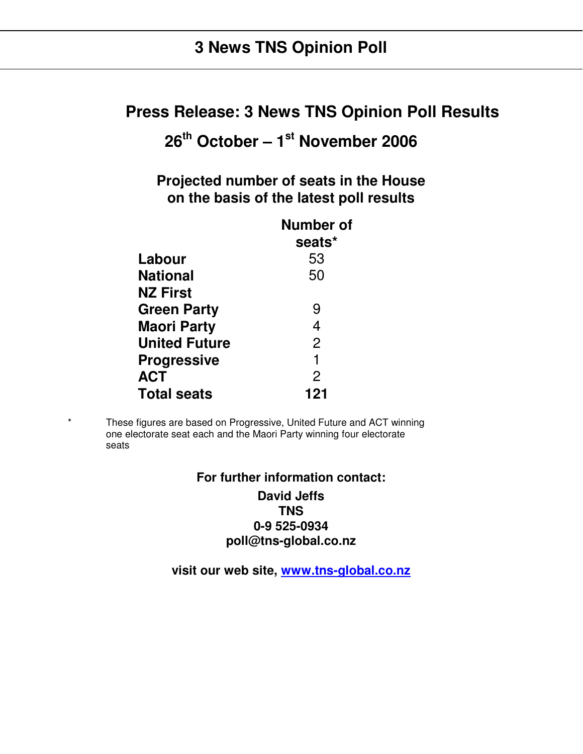# 3 News TNS Opinion Poll

## Press Release: 3 News TNS Opinion Poll Results

## 26th October – 1st November 2006

### Projected number of seats in the House on the basis of the latest poll results

| | Number of seats* |
|---|---|
| **Labour** | 53 |
| **National** | 50 |
| **NZ First** | |
| **Green Party** | 9 |
| **Maori Party** | 4 |
| **United Future** | 2 |
| **Progressive** | 1 |
| **ACT** | 2 |
| **Total seats** | **121** |

\* These figures are based on Progressive, United Future and ACT winning one electorate seat each and the Maori Party winning four electorate seats

**For further information contact:**

**David Jeffs**
**TNS**
**0-9 525-0934**
**poll@tns-global.co.nz**

**visit our web site, [www.tns-global.co.nz](http://www.tns-global.co.nz)**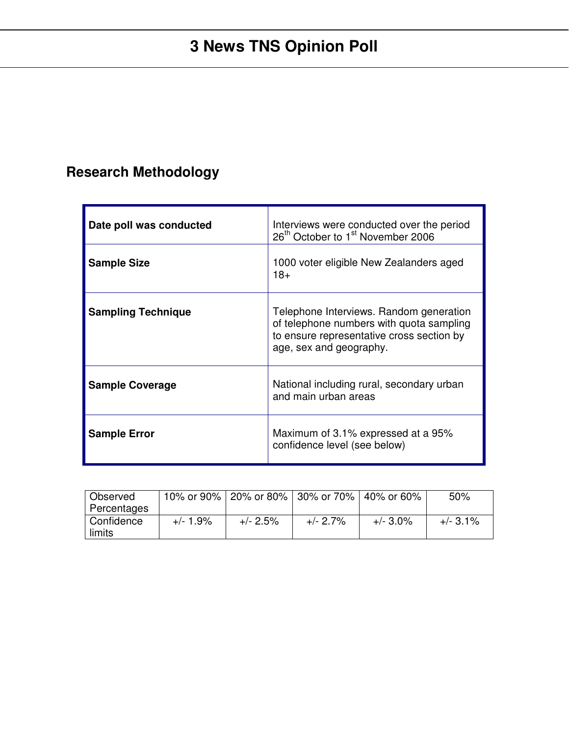# 3 News TNS Opinion Poll

## Research Methodology

| | |
|---|---|
| **Date poll was conducted** | Interviews were conducted over the period 26th October to 1st November 2006 |
| **Sample Size** | 1000 voter eligible New Zealanders aged 18+ |
| **Sampling Technique** | Telephone Interviews. Random generation of telephone numbers with quota sampling to ensure representative cross section by age, sex and geography. |
| **Sample Coverage** | National including rural, secondary urban and main urban areas |
| **Sample Error** | Maximum of 3.1% expressed at a 95% confidence level (see below) |

| Observed Percentages | 10% or 90% | 20% or 80% | 30% or 70% | 40% or 60% | 50% |
|---|---|---|---|---|---|
| Confidence limits | +/- 1.9% | +/- 2.5% | +/- 2.7% | +/- 3.0% | +/- 3.1% |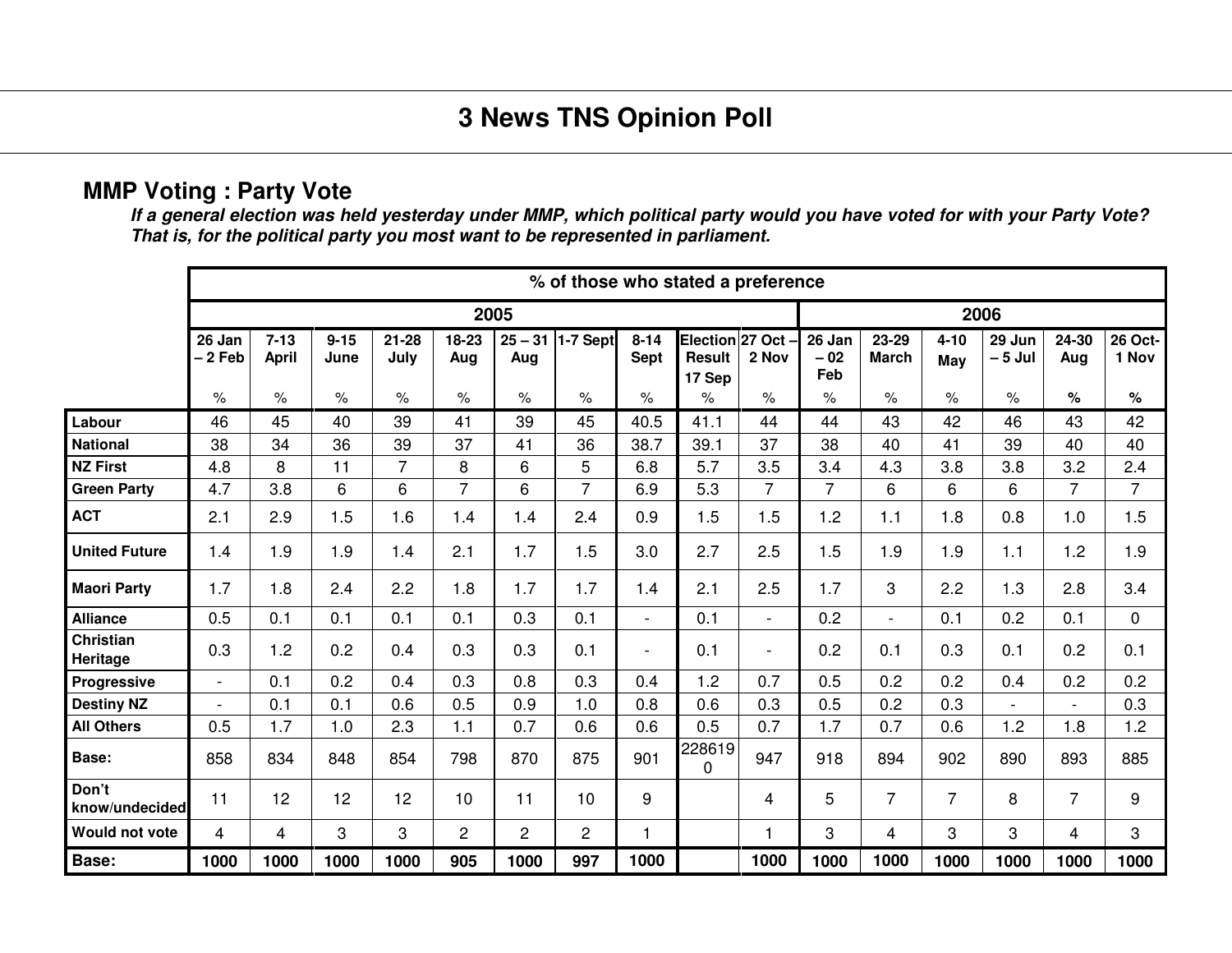# 3 News TNS Opinion Poll

## MMP Voting : Party Vote

***If a general election was held yesterday under MMP, which political party would you have voted for with your Party Vote? That is, for the political party you most want to be represented in parliament.***

| | % of those who stated a preference | | | | | | | | | | | | | | | |
|---|---|---|---|---|---|---|---|---|---|---|---|---|---|---|---|---|
| | 2005 | | | | | | | | | | 2006 | | | | | |
| | 26 Jan – 2 Feb | 7-13 April | 9-15 June | 21-28 July | 18-23 Aug | 25 – 31 Aug | 1-7 Sept | 8-14 Sept | Election Result 17 Sep | 27 Oct – 2 Nov | 26 Jan – 02 Feb | 23-29 March | 4-10 May | 29 Jun – 5 Jul | 24-30 Aug | 26 Oct-1 Nov |
| | % | % | % | % | % | % | % | % | % | % | % | % | % | % | **%** | **%** |
| **Labour** | 46 | 45 | 40 | 39 | 41 | 39 | 45 | 40.5 | 41.1 | 44 | 44 | 43 | 42 | 46 | 43 | 42 |
| **National** | 38 | 34 | 36 | 39 | 37 | 41 | 36 | 38.7 | 39.1 | 37 | 38 | 40 | 41 | 39 | 40 | 40 |
| **NZ First** | 4.8 | 8 | 11 | 7 | 8 | 6 | 5 | 6.8 | 5.7 | 3.5 | 3.4 | 4.3 | 3.8 | 3.8 | 3.2 | 2.4 |
| **Green Party** | 4.7 | 3.8 | 6 | 6 | 7 | 6 | 7 | 6.9 | 5.3 | 7 | 7 | 6 | 6 | 6 | 7 | 7 |
| **ACT** | 2.1 | 2.9 | 1.5 | 1.6 | 1.4 | 1.4 | 2.4 | 0.9 | 1.5 | 1.5 | 1.2 | 1.1 | 1.8 | 0.8 | 1.0 | 1.5 |
| **United Future** | 1.4 | 1.9 | 1.9 | 1.4 | 2.1 | 1.7 | 1.5 | 3.0 | 2.7 | 2.5 | 1.5 | 1.9 | 1.9 | 1.1 | 1.2 | 1.9 |
| **Maori Party** | 1.7 | 1.8 | 2.4 | 2.2 | 1.8 | 1.7 | 1.7 | 1.4 | 2.1 | 2.5 | 1.7 | 3 | 2.2 | 1.3 | 2.8 | 3.4 |
| **Alliance** | 0.5 | 0.1 | 0.1 | 0.1 | 0.1 | 0.3 | 0.1 | - | 0.1 | - | 0.2 | - | 0.1 | 0.2 | 0.1 | 0 |
| **Christian Heritage** | 0.3 | 1.2 | 0.2 | 0.4 | 0.3 | 0.3 | 0.1 | - | 0.1 | - | 0.2 | 0.1 | 0.3 | 0.1 | 0.2 | 0.1 |
| **Progressive** | - | 0.1 | 0.2 | 0.4 | 0.3 | 0.8 | 0.3 | 0.4 | 1.2 | 0.7 | 0.5 | 0.2 | 0.2 | 0.4 | 0.2 | 0.2 |
| **Destiny NZ** | - | 0.1 | 0.1 | 0.6 | 0.5 | 0.9 | 1.0 | 0.8 | 0.6 | 0.3 | 0.5 | 0.2 | 0.3 | - | - | 0.3 |
| **All Others** | 0.5 | 1.7 | 1.0 | 2.3 | 1.1 | 0.7 | 0.6 | 0.6 | 0.5 | 0.7 | 1.7 | 0.7 | 0.6 | 1.2 | 1.8 | 1.2 |
| **Base:** | 858 | 834 | 848 | 854 | 798 | 870 | 875 | 901 | 2286190 | 947 | 918 | 894 | 902 | 890 | 893 | 885 |
| **Don't know/undecided** | 11 | 12 | 12 | 12 | 10 | 11 | 10 | 9 | | 4 | 5 | 7 | 7 | 8 | 7 | 9 |
| **Would not vote** | 4 | 4 | 3 | 3 | 2 | 2 | 2 | 1 | | 1 | 3 | 4 | 3 | 3 | 4 | 3 |
| **Base:** | **1000** | **1000** | **1000** | **1000** | **905** | **1000** | **997** | **1000** | | **1000** | **1000** | **1000** | **1000** | **1000** | **1000** | **1000** |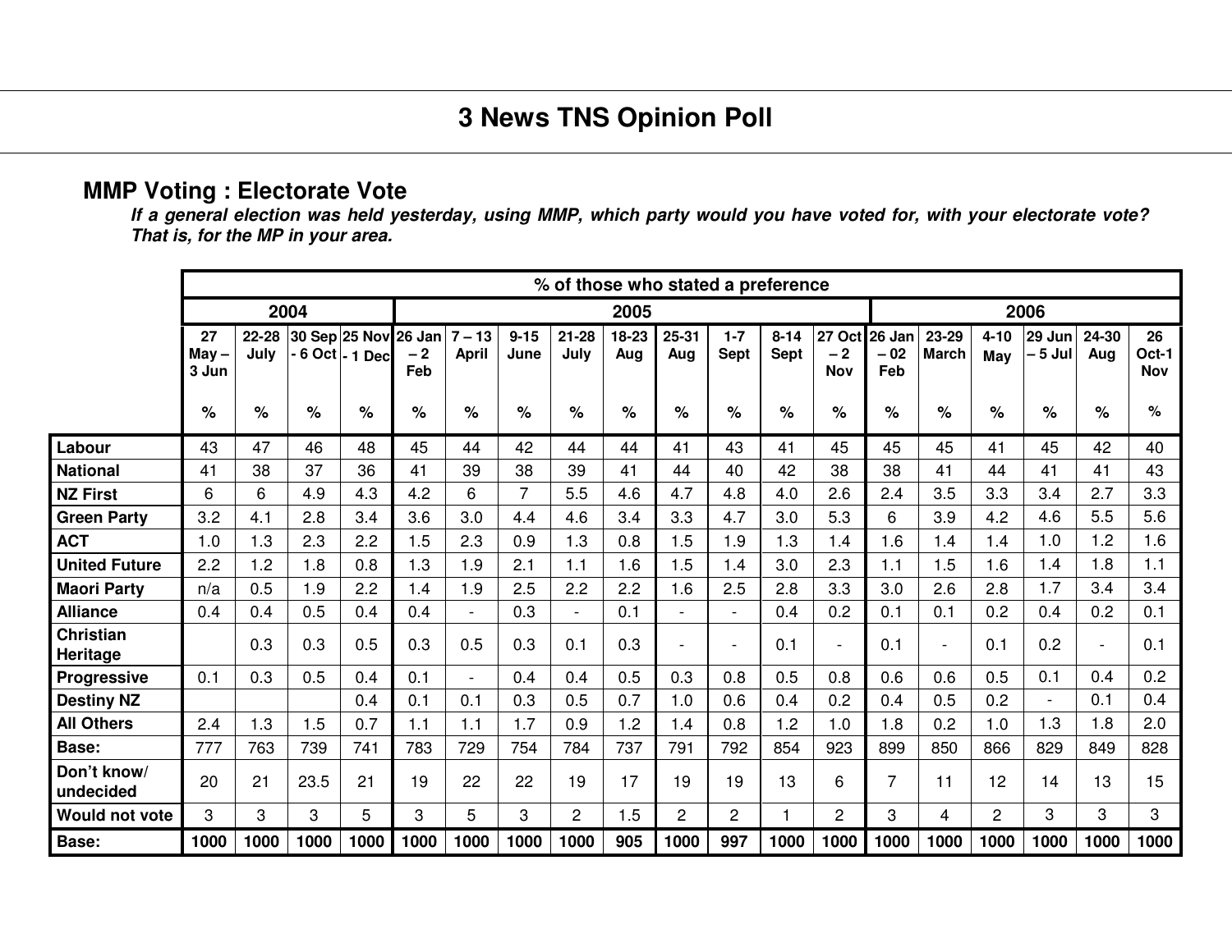# 3 News TNS Opinion Poll

## MMP Voting : Electorate Vote

***If a general election was held yesterday, using MMP, which party would you have voted for, with your electorate vote? That is, for the MP in your area.***

| | % of those who stated a preference | | | | | | | | | | | | | | | | | | |
|---|---|---|---|---|---|---|---|---|---|---|---|---|---|---|---|---|---|---|---|
| | 2004 | | | | 2005 | | | | | | | | | 2006 | | | | | |
| | 27 May – 3 Jun | 22-28 July | 30 Sep - 6 Oct | 25 Nov - 1 Dec | 26 Jan – 2 Feb | 7 – 13 April | 9-15 June | 21-28 July | 18-23 Aug | 25-31 Aug | 1-7 Sept | 8-14 Sept | 27 Oct – 2 Nov | 26 Jan – 02 Feb | 23-29 March | 4-10 May | 29 Jun – 5 Jul | 24-30 Aug | 26 Oct-1 Nov |
| | % | % | % | % | % | % | % | % | % | % | % | % | % | % | % | % | % | % | % |
| **Labour** | 43 | 47 | 46 | 48 | 45 | 44 | 42 | 44 | 44 | 41 | 43 | 41 | 45 | 45 | 45 | 41 | 45 | 42 | 40 |
| **National** | 41 | 38 | 37 | 36 | 41 | 39 | 38 | 39 | 41 | 44 | 40 | 42 | 38 | 38 | 41 | 44 | 41 | 41 | 43 |
| **NZ First** | 6 | 6 | 4.9 | 4.3 | 4.2 | 6 | 7 | 5.5 | 4.6 | 4.7 | 4.8 | 4.0 | 2.6 | 2.4 | 3.5 | 3.3 | 3.4 | 2.7 | 3.3 |
| **Green Party** | 3.2 | 4.1 | 2.8 | 3.4 | 3.6 | 3.0 | 4.4 | 4.6 | 3.4 | 3.3 | 4.7 | 3.0 | 5.3 | 6 | 3.9 | 4.2 | 4.6 | 5.5 | 5.6 |
| **ACT** | 1.0 | 1.3 | 2.3 | 2.2 | 1.5 | 2.3 | 0.9 | 1.3 | 0.8 | 1.5 | 1.9 | 1.3 | 1.4 | 1.6 | 1.4 | 1.4 | 1.0 | 1.2 | 1.6 |
| **United Future** | 2.2 | 1.2 | 1.8 | 0.8 | 1.3 | 1.9 | 2.1 | 1.1 | 1.6 | 1.5 | 1.4 | 3.0 | 2.3 | 1.1 | 1.5 | 1.6 | 1.4 | 1.8 | 1.1 |
| **Maori Party** | n/a | 0.5 | 1.9 | 2.2 | 1.4 | 1.9 | 2.5 | 2.2 | 2.2 | 1.6 | 2.5 | 2.8 | 3.3 | 3.0 | 2.6 | 2.8 | 1.7 | 3.4 | 3.4 |
| **Alliance** | 0.4 | 0.4 | 0.5 | 0.4 | 0.4 | - | 0.3 | - | 0.1 | - | - | 0.4 | 0.2 | 0.1 | 0.1 | 0.2 | 0.4 | 0.2 | 0.1 |
| **Christian Heritage** | | 0.3 | 0.3 | 0.5 | 0.3 | 0.5 | 0.3 | 0.1 | 0.3 | - | - | 0.1 | - | 0.1 | - | 0.1 | 0.2 | - | 0.1 |
| **Progressive** | 0.1 | 0.3 | 0.5 | 0.4 | 0.1 | - | 0.4 | 0.4 | 0.5 | 0.3 | 0.8 | 0.5 | 0.8 | 0.6 | 0.6 | 0.5 | 0.1 | 0.4 | 0.2 |
| **Destiny NZ** | | | | 0.4 | 0.1 | 0.1 | 0.3 | 0.5 | 0.7 | 1.0 | 0.6 | 0.4 | 0.2 | 0.4 | 0.5 | 0.2 | - | 0.1 | 0.4 |
| **All Others** | 2.4 | 1.3 | 1.5 | 0.7 | 1.1 | 1.1 | 1.7 | 0.9 | 1.2 | 1.4 | 0.8 | 1.2 | 1.0 | 1.8 | 0.2 | 1.0 | 1.3 | 1.8 | 2.0 |
| **Base:** | 777 | 763 | 739 | 741 | 783 | 729 | 754 | 784 | 737 | 791 | 792 | 854 | 923 | 899 | 850 | 866 | 829 | 849 | 828 |
| **Don't know/ undecided** | 20 | 21 | 23.5 | 21 | 19 | 22 | 22 | 19 | 17 | 19 | 19 | 13 | 6 | 7 | 11 | 12 | 14 | 13 | 15 |
| **Would not vote** | 3 | 3 | 3 | 5 | 3 | 5 | 3 | 2 | 1.5 | 2 | 2 | 1 | 2 | 3 | 4 | 2 | 3 | 3 | 3 |
| **Base:** | **1000** | **1000** | **1000** | **1000** | **1000** | **1000** | **1000** | **1000** | **905** | **1000** | **997** | **1000** | **1000** | **1000** | **1000** | **1000** | **1000** | **1000** | **1000** |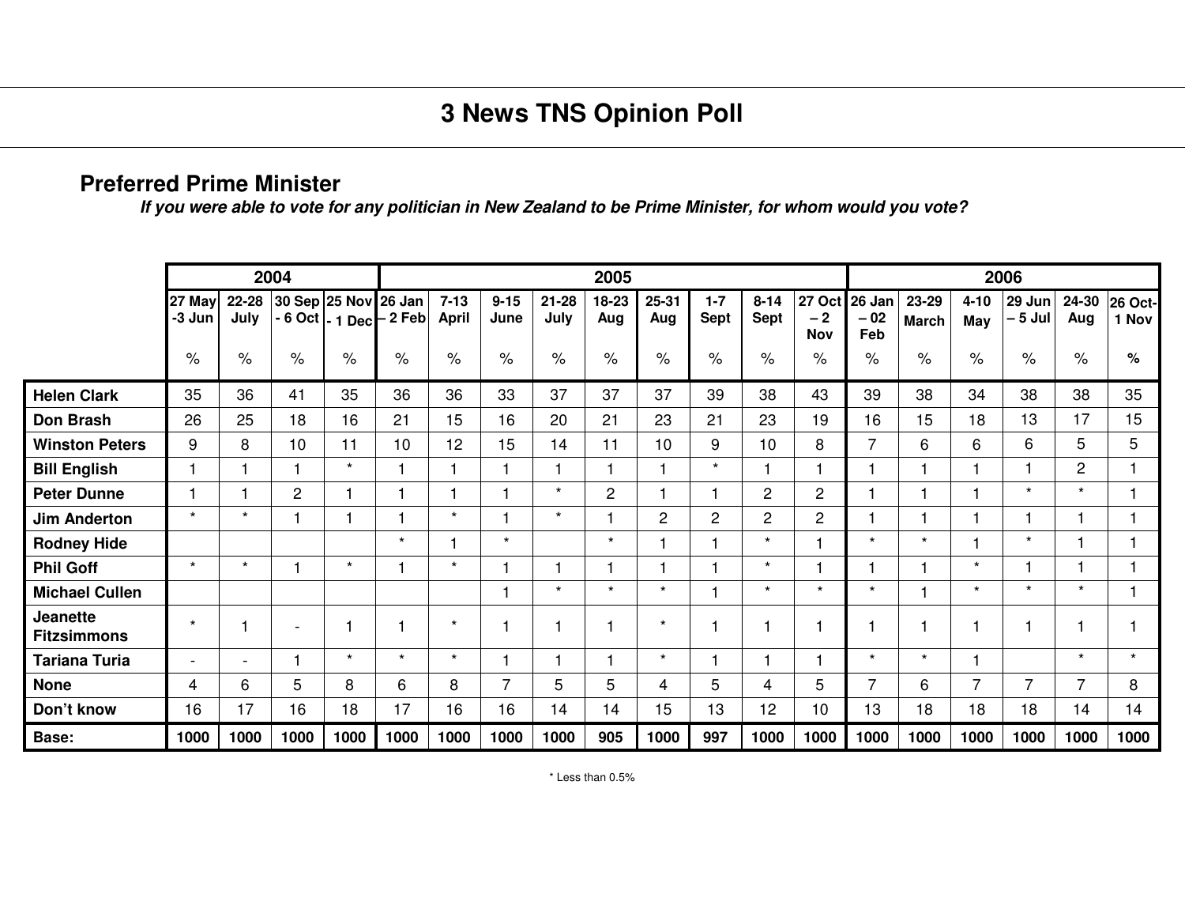# 3 News TNS Opinion Poll

## Preferred Prime Minister

***If you were able to vote for any politician in New Zealand to be Prime Minister, for whom would you vote?***

| | 2004 | | | | 2005 | | | | | | | | | 2006 | | | | | |
|---|---|---|---|---|---|---|---|---|---|---|---|---|---|---|---|---|---|---|---|
| | 27 May -3 Jun | 22-28 July | 30 Sep - 6 Oct | 25 Nov - 1 Dec | 26 Jan – 2 Feb | 7-13 April | 9-15 June | 21-28 July | 18-23 Aug | 25-31 Aug | 1-7 Sept | 8-14 Sept | 27 Oct – 2 Nov | 26 Jan – 02 Feb | 23-29 March | 4-10 May | 29 Jun – 5 Jul | 24-30 Aug | 26 Oct-1 Nov |
| | % | % | % | % | % | % | % | % | % | % | % | % | % | % | % | % | % | % | % |
| **Helen Clark** | 35 | 36 | 41 | 35 | 36 | 36 | 33 | 37 | 37 | 37 | 39 | 38 | 43 | 39 | 38 | 34 | 38 | 38 | 35 |
| **Don Brash** | 26 | 25 | 18 | 16 | 21 | 15 | 16 | 20 | 21 | 23 | 21 | 23 | 19 | 16 | 15 | 18 | 13 | 17 | 15 |
| **Winston Peters** | 9 | 8 | 10 | 11 | 10 | 12 | 15 | 14 | 11 | 10 | 9 | 10 | 8 | 7 | 6 | 6 | 6 | 5 | 5 |
| **Bill English** | 1 | 1 | 1 | * | 1 | 1 | 1 | 1 | 1 | 1 | * | 1 | 1 | 1 | 1 | 1 | 1 | 2 | 1 |
| **Peter Dunne** | 1 | 1 | 2 | 1 | 1 | 1 | 1 | * | 2 | 1 | 1 | 2 | 2 | 1 | 1 | 1 | * | * | 1 |
| **Jim Anderton** | * | * | 1 | 1 | 1 | * | 1 | * | 1 | 2 | 2 | 2 | 2 | 1 | 1 | 1 | 1 | 1 | 1 |
| **Rodney Hide** | | | | | * | 1 | * | | * | 1 | 1 | * | 1 | * | * | 1 | * | 1 | 1 |
| **Phil Goff** | * | * | 1 | * | 1 | * | 1 | 1 | 1 | 1 | 1 | * | 1 | 1 | 1 | * | 1 | 1 | 1 |
| **Michael Cullen** | | | | | | | 1 | * | * | * | 1 | * | * | * | 1 | * | * | * | 1 |
| **Jeanette Fitzsimmons** | * | 1 | - | 1 | 1 | * | 1 | 1 | 1 | * | 1 | 1 | 1 | 1 | 1 | 1 | 1 | 1 | 1 |
| **Tariana Turia** | - | - | 1 | * | * | * | 1 | 1 | 1 | * | 1 | 1 | 1 | * | * | 1 | | * | * |
| **None** | 4 | 6 | 5 | 8 | 6 | 8 | 7 | 5 | 5 | 4 | 5 | 4 | 5 | 7 | 6 | 7 | 7 | 7 | 8 |
| **Don't know** | 16 | 17 | 16 | 18 | 17 | 16 | 16 | 14 | 14 | 15 | 13 | 12 | 10 | 13 | 18 | 18 | 18 | 14 | 14 |
| **Base:** | **1000** | **1000** | **1000** | **1000** | **1000** | **1000** | **1000** | **1000** | **905** | **1000** | **997** | **1000** | **1000** | **1000** | **1000** | **1000** | **1000** | **1000** | **1000** |

\* Less than 0.5%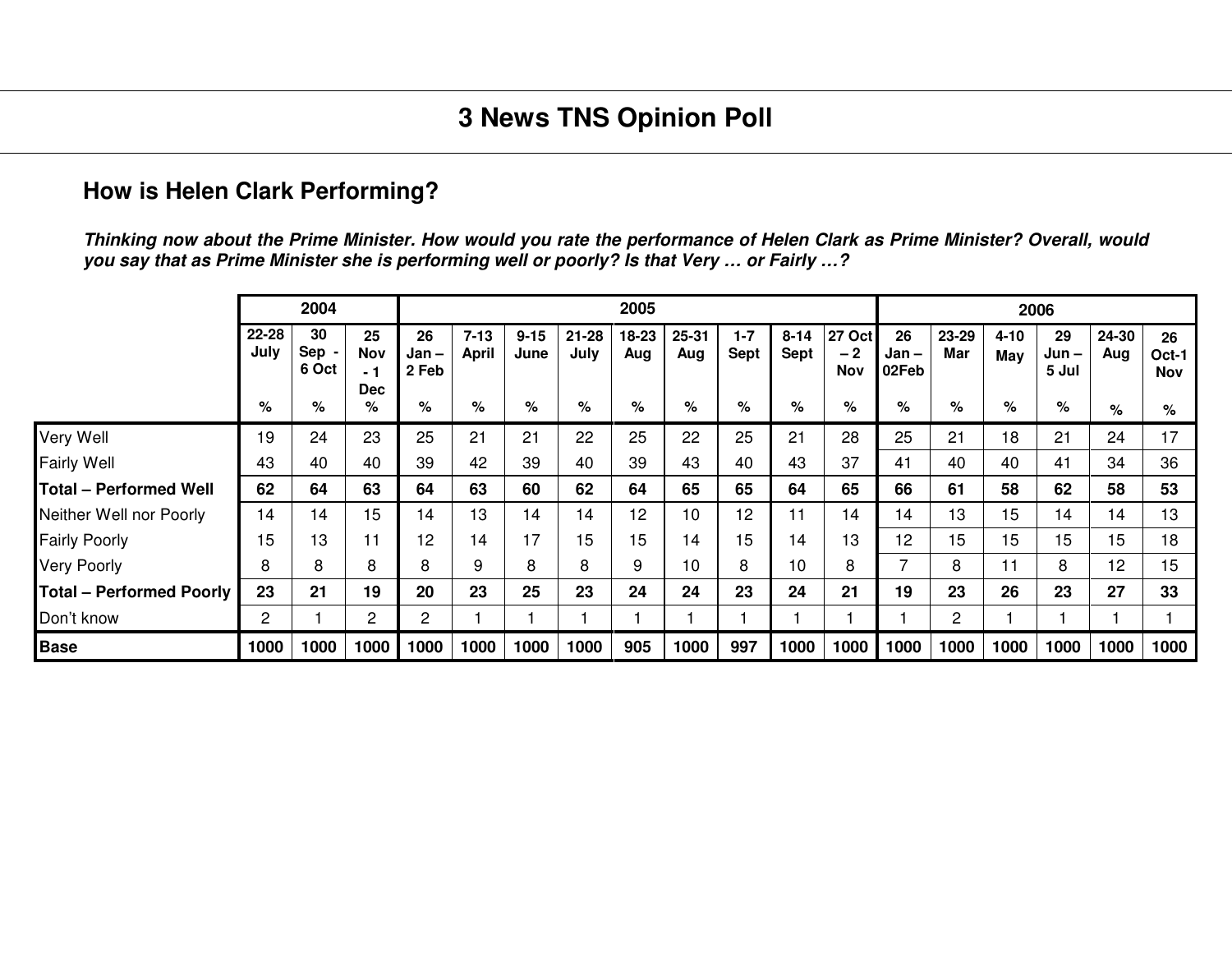# 3 News TNS Opinion Poll

## How is Helen Clark Performing?

***Thinking now about the Prime Minister. How would you rate the performance of Helen Clark as Prime Minister? Overall, would you say that as Prime Minister she is performing well or poorly? Is that Very … or Fairly …?***

| | 2004 | | | 2005 | | | | | | | | | 2006 | | | | | |
|---|---|---|---|---|---|---|---|---|---|---|---|---|---|---|---|---|---|---|
| | 22-28 July | 30 Sep - 6 Oct | 25 Nov - 1 Dec | 26 Jan – 2 Feb | 7-13 April | 9-15 June | 21-28 July | 18-23 Aug | 25-31 Aug | 1-7 Sept | 8-14 Sept | 27 Oct – 2 Nov | 26 Jan – 02Feb | 23-29 Mar | 4-10 May | 29 Jun – 5 Jul | 24-30 Aug | 26 Oct-1 Nov |
| | % | % | % | % | % | % | % | % | % | % | % | % | % | % | % | % | % | % |
| Very Well | 19 | 24 | 23 | 25 | 21 | 21 | 22 | 25 | 22 | 25 | 21 | 28 | 25 | 21 | 18 | 21 | 24 | 17 |
| Fairly Well | 43 | 40 | 40 | 39 | 42 | 39 | 40 | 39 | 43 | 40 | 43 | 37 | 41 | 40 | 40 | 41 | 34 | 36 |
| **Total – Performed Well** | **62** | **64** | **63** | **64** | **63** | **60** | **62** | **64** | **65** | **65** | **64** | **65** | **66** | **61** | **58** | **62** | **58** | **53** |
| Neither Well nor Poorly | 14 | 14 | 15 | 14 | 13 | 14 | 14 | 12 | 10 | 12 | 11 | 14 | 14 | 13 | 15 | 14 | 14 | 13 |
| Fairly Poorly | 15 | 13 | 11 | 12 | 14 | 17 | 15 | 15 | 14 | 15 | 14 | 13 | 12 | 15 | 15 | 15 | 15 | 18 |
| Very Poorly | 8 | 8 | 8 | 8 | 9 | 8 | 8 | 9 | 10 | 8 | 10 | 8 | 7 | 8 | 11 | 8 | 12 | 15 |
| **Total – Performed Poorly** | **23** | **21** | **19** | **20** | **23** | **25** | **23** | **24** | **24** | **23** | **24** | **21** | **19** | **23** | **26** | **23** | **27** | **33** |
| Don't know | 2 | 1 | 2 | 2 | 1 | 1 | 1 | 1 | 1 | 1 | 1 | 1 | 1 | 2 | 1 | 1 | 1 | 1 |
| **Base** | **1000** | **1000** | **1000** | **1000** | **1000** | **1000** | **1000** | **905** | **1000** | **997** | **1000** | **1000** | **1000** | **1000** | **1000** | **1000** | **1000** | **1000** |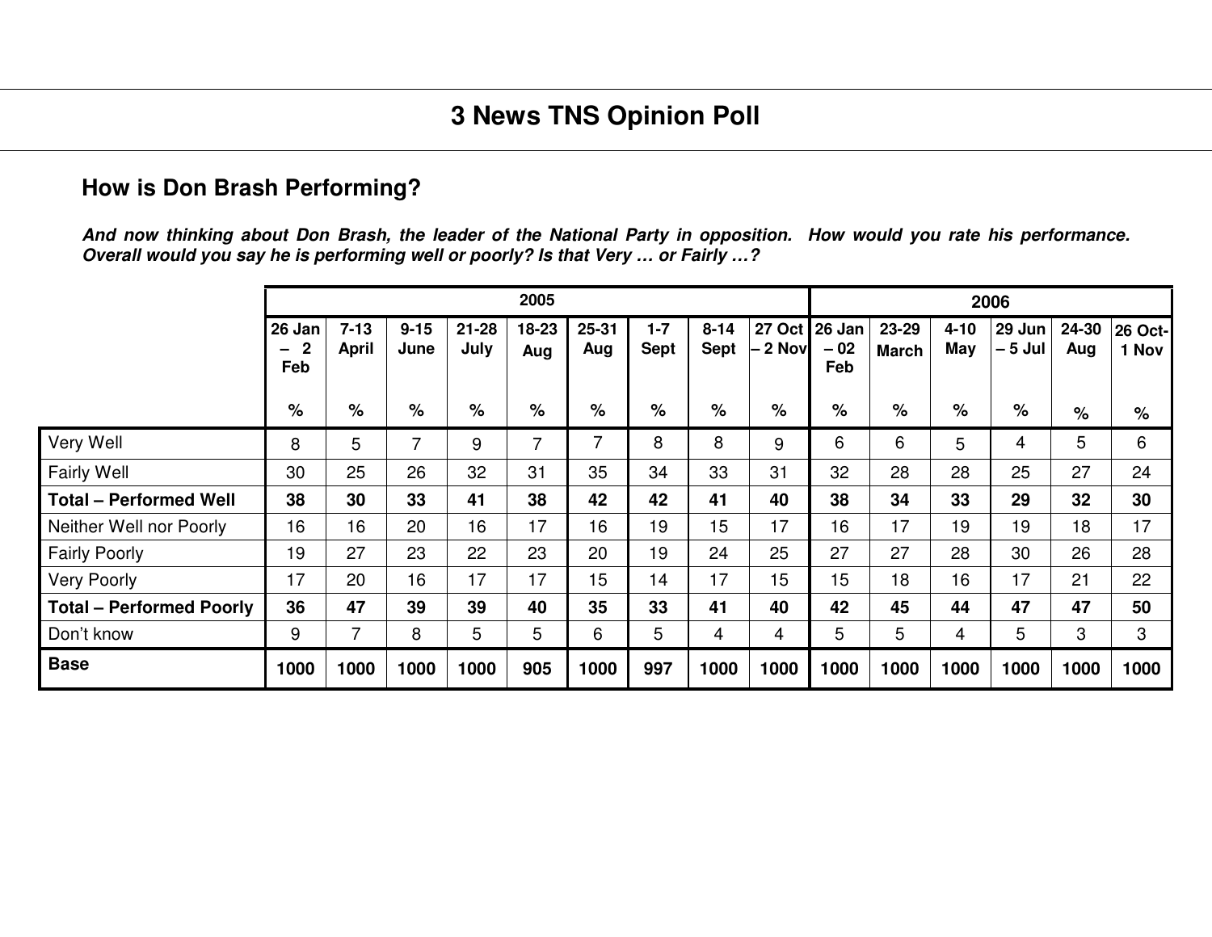# 3 News TNS Opinion Poll

## How is Don Brash Performing?

***And now thinking about Don Brash, the leader of the National Party in opposition. How would you rate his performance. Overall would you say he is performing well or poorly? Is that Very … or Fairly …?***

| | 2005 | | | | | | | | | 2006 | | | | | |
|---|---|---|---|---|---|---|---|---|---|---|---|---|---|---|---|
| | **26 Jan – 2 Feb** | **7-13 April** | **9-15 June** | **21-28 July** | **18-23 Aug** | **25-31 Aug** | **1-7 Sept** | **8-14 Sept** | **27 Oct – 2 Nov** | **26 Jan – 02 Feb** | **23-29 March** | **4-10 May** | **29 Jun – 5 Jul** | **24-30 Aug** | **26 Oct-1 Nov** |
| | **%** | **%** | **%** | **%** | **%** | **%** | **%** | **%** | **%** | **%** | **%** | **%** | **%** | **%** | **%** |
| Very Well | 8 | 5 | 7 | 9 | 7 | 7 | 8 | 8 | 9 | 6 | 6 | 5 | 4 | 5 | 6 |
| Fairly Well | 30 | 25 | 26 | 32 | 31 | 35 | 34 | 33 | 31 | 32 | 28 | 28 | 25 | 27 | 24 |
| **Total – Performed Well** | **38** | **30** | **33** | **41** | **38** | **42** | **42** | **41** | **40** | **38** | **34** | **33** | **29** | **32** | **30** |
| Neither Well nor Poorly | 16 | 16 | 20 | 16 | 17 | 16 | 19 | 15 | 17 | 16 | 17 | 19 | 19 | 18 | 17 |
| Fairly Poorly | 19 | 27 | 23 | 22 | 23 | 20 | 19 | 24 | 25 | 27 | 27 | 28 | 30 | 26 | 28 |
| Very Poorly | 17 | 20 | 16 | 17 | 17 | 15 | 14 | 17 | 15 | 15 | 18 | 16 | 17 | 21 | 22 |
| **Total – Performed Poorly** | **36** | **47** | **39** | **39** | **40** | **35** | **33** | **41** | **40** | **42** | **45** | **44** | **47** | **47** | **50** |
| Don't know | 9 | 7 | 8 | 5 | 5 | 6 | 5 | 4 | 4 | 5 | 5 | 4 | 5 | 3 | 3 |
| **Base** | **1000** | **1000** | **1000** | **1000** | **905** | **1000** | **997** | **1000** | **1000** | **1000** | **1000** | **1000** | **1000** | **1000** | **1000** |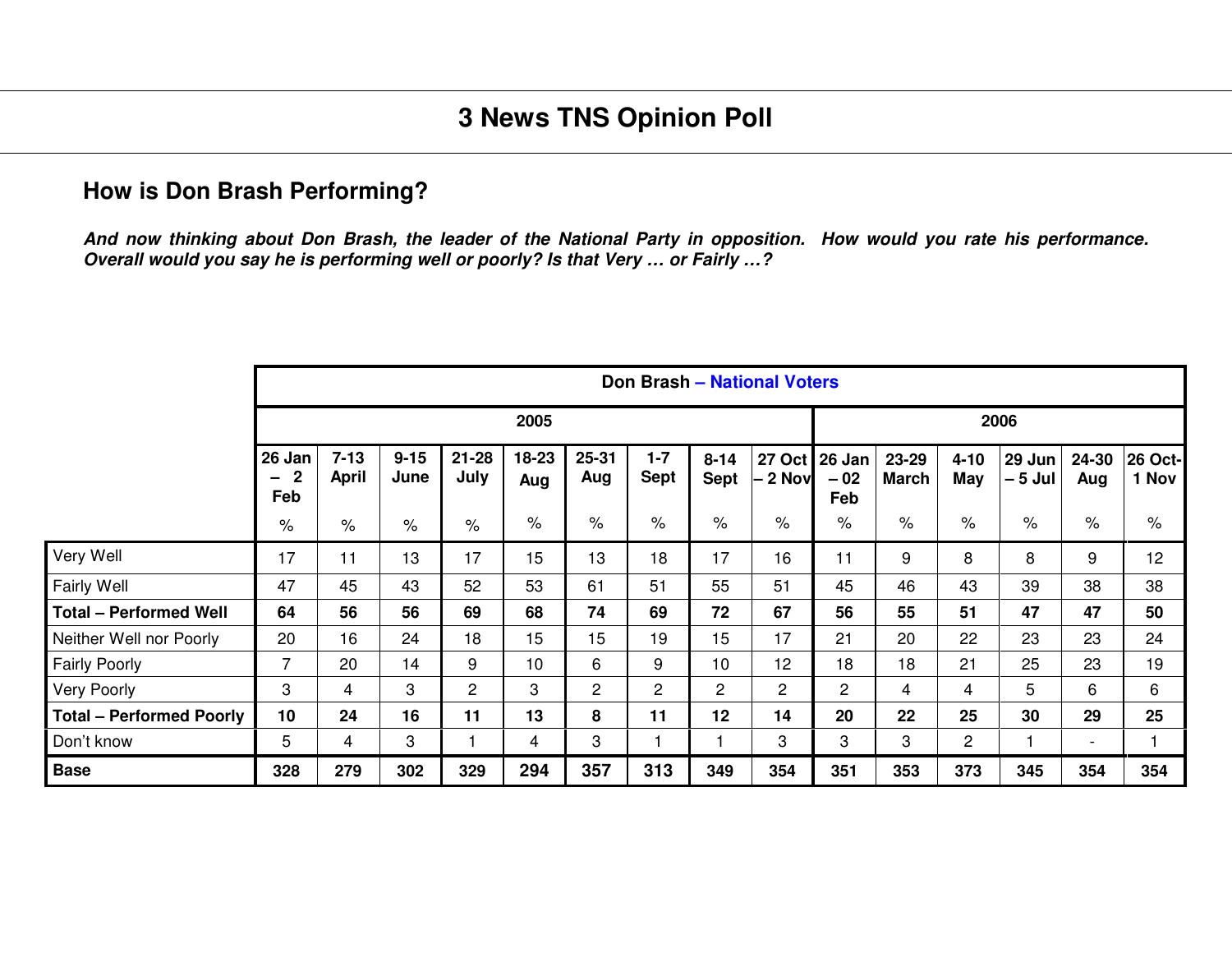# 3 News TNS Opinion Poll

## How is Don Brash Performing?

***And now thinking about Don Brash, the leader of the National Party in opposition. How would you rate his performance. Overall would you say he is performing well or poorly? Is that Very … or Fairly …?***

| | Don Brash – National Voters | | | | | | | | | | | | | | |
|---|---|---|---|---|---|---|---|---|---|---|---|---|---|---|---|
| | 2005 | | | | | | | | | 2006 | | | | | |
| | 26 Jan – 2 Feb | 7-13 April | 9-15 June | 21-28 July | 18-23 Aug | 25-31 Aug | 1-7 Sept | 8-14 Sept | 27 Oct – 2 Nov | 26 Jan – 02 Feb | 23-29 March | 4-10 May | 29 Jun – 5 Jul | 24-30 Aug | 26 Oct-1 Nov |
| | % | % | % | % | % | % | % | % | % | % | % | % | % | % | % |
| Very Well | 17 | 11 | 13 | 17 | 15 | 13 | 18 | 17 | 16 | 11 | 9 | 8 | 8 | 9 | 12 |
| Fairly Well | 47 | 45 | 43 | 52 | 53 | 61 | 51 | 55 | 51 | 45 | 46 | 43 | 39 | 38 | 38 |
| **Total – Performed Well** | **64** | **56** | **56** | **69** | **68** | **74** | **69** | **72** | **67** | **56** | **55** | **51** | **47** | **47** | **50** |
| Neither Well nor Poorly | 20 | 16 | 24 | 18 | 15 | 15 | 19 | 15 | 17 | 21 | 20 | 22 | 23 | 23 | 24 |
| Fairly Poorly | 7 | 20 | 14 | 9 | 10 | 6 | 9 | 10 | 12 | 18 | 18 | 21 | 25 | 23 | 19 |
| Very Poorly | 3 | 4 | 3 | 2 | 3 | 2 | 2 | 2 | 2 | 2 | 4 | 4 | 5 | 6 | 6 |
| **Total – Performed Poorly** | **10** | **24** | **16** | **11** | **13** | **8** | **11** | **12** | **14** | **20** | **22** | **25** | **30** | **29** | **25** |
| Don't know | 5 | 4 | 3 | 1 | 4 | 3 | 1 | 1 | 3 | 3 | 3 | 2 | 1 | - | 1 |
| **Base** | **328** | **279** | **302** | **329** | **294** | **357** | **313** | **349** | **354** | **351** | **353** | **373** | **345** | **354** | **354** |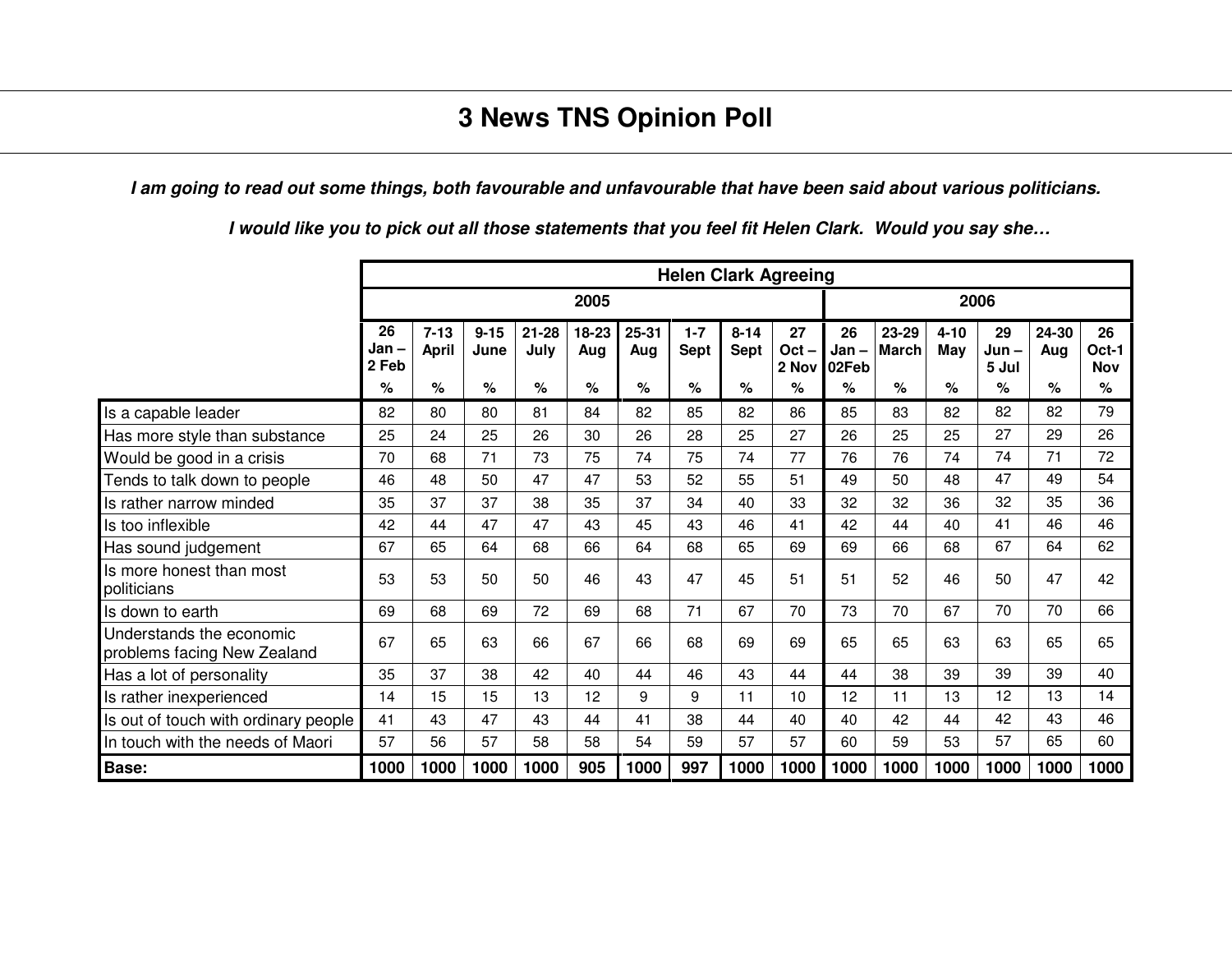# 3 News TNS Opinion Poll

***I am going to read out some things, both favourable and unfavourable that have been said about various politicians.***

***I would like you to pick out all those statements that you feel fit Helen Clark. Would you say she…***

| | Helen Clark Agreeing | | | | | | | | | | | | | | |
|---|---|---|---|---|---|---|---|---|---|---|---|---|---|---|---|
| | 2005 | | | | | | | | | 2006 | | | | | |
| | 26 Jan – 2 Feb | 7-13 April | 9-15 June | 21-28 July | 18-23 Aug | 25-31 Aug | 1-7 Sept | 8-14 Sept | 27 Oct – 2 Nov | 26 Jan – 02Feb | 23-29 March | 4-10 May | 29 Jun – 5 Jul | 24-30 Aug | 26 Oct-1 Nov |
| | % | % | % | % | % | % | % | % | % | % | % | % | % | % | % |
| Is a capable leader | 82 | 80 | 80 | 81 | 84 | 82 | 85 | 82 | 86 | 85 | 83 | 82 | 82 | 82 | 79 |
| Has more style than substance | 25 | 24 | 25 | 26 | 30 | 26 | 28 | 25 | 27 | 26 | 25 | 25 | 27 | 29 | 26 |
| Would be good in a crisis | 70 | 68 | 71 | 73 | 75 | 74 | 75 | 74 | 77 | 76 | 76 | 74 | 74 | 71 | 72 |
| Tends to talk down to people | 46 | 48 | 50 | 47 | 47 | 53 | 52 | 55 | 51 | 49 | 50 | 48 | 47 | 49 | 54 |
| Is rather narrow minded | 35 | 37 | 37 | 38 | 35 | 37 | 34 | 40 | 33 | 32 | 32 | 36 | 32 | 35 | 36 |
| Is too inflexible | 42 | 44 | 47 | 47 | 43 | 45 | 43 | 46 | 41 | 42 | 44 | 40 | 41 | 46 | 46 |
| Has sound judgement | 67 | 65 | 64 | 68 | 66 | 64 | 68 | 65 | 69 | 69 | 66 | 68 | 67 | 64 | 62 |
| Is more honest than most politicians | 53 | 53 | 50 | 50 | 46 | 43 | 47 | 45 | 51 | 51 | 52 | 46 | 50 | 47 | 42 |
| Is down to earth | 69 | 68 | 69 | 72 | 69 | 68 | 71 | 67 | 70 | 73 | 70 | 67 | 70 | 70 | 66 |
| Understands the economic problems facing New Zealand | 67 | 65 | 63 | 66 | 67 | 66 | 68 | 69 | 69 | 65 | 65 | 63 | 63 | 65 | 65 |
| Has a lot of personality | 35 | 37 | 38 | 42 | 40 | 44 | 46 | 43 | 44 | 44 | 38 | 39 | 39 | 39 | 40 |
| Is rather inexperienced | 14 | 15 | 15 | 13 | 12 | 9 | 9 | 11 | 10 | 12 | 11 | 13 | 12 | 13 | 14 |
| Is out of touch with ordinary people | 41 | 43 | 47 | 43 | 44 | 41 | 38 | 44 | 40 | 40 | 42 | 44 | 42 | 43 | 46 |
| In touch with the needs of Maori | 57 | 56 | 57 | 58 | 58 | 54 | 59 | 57 | 57 | 60 | 59 | 53 | 57 | 65 | 60 |
| **Base:** | **1000** | **1000** | **1000** | **1000** | **905** | **1000** | **997** | **1000** | **1000** | **1000** | **1000** | **1000** | **1000** | **1000** | **1000** |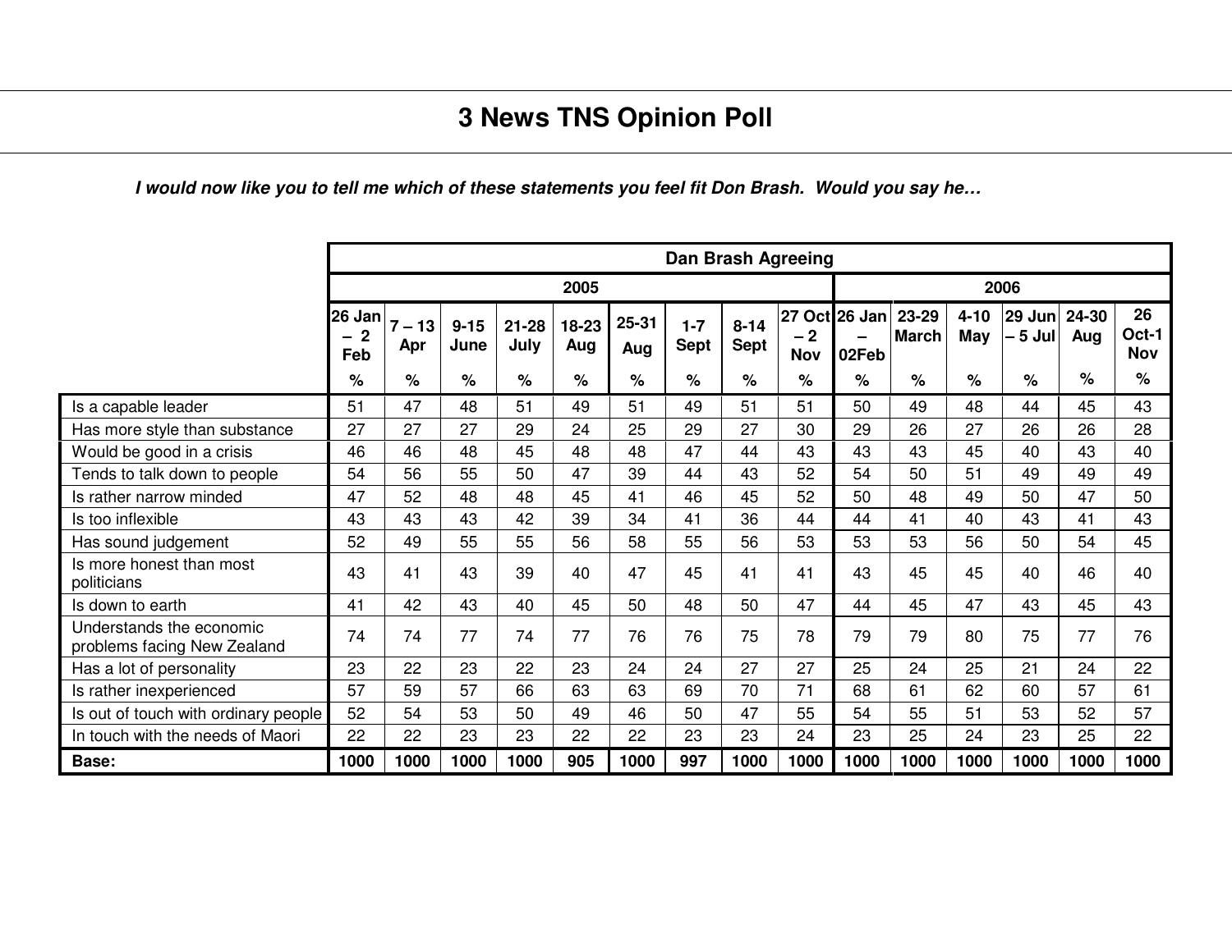# 3 News TNS Opinion Poll

***I would now like you to tell me which of these statements you feel fit Don Brash. Would you say he…***

| | Dan Brash Agreeing | | | | | | | | | | | | | | |
|---|---|---|---|---|---|---|---|---|---|---|---|---|---|---|---|
| | 2005 | | | | | | | | | 2006 | | | | | |
| | 26 Jan – 2 Feb | 7 – 13 Apr | 9-15 June | 21-28 July | 18-23 Aug | 25-31 Aug | 1-7 Sept | 8-14 Sept | 27 Oct – 2 Nov | 26 Jan – 02Feb | 23-29 March | 4-10 May | 29 Jun – 5 Jul | 24-30 Aug | 26 Oct-1 Nov |
| | % | % | % | % | % | % | % | % | % | % | % | % | % | % | % |
| Is a capable leader | 51 | 47 | 48 | 51 | 49 | 51 | 49 | 51 | 51 | 50 | 49 | 48 | 44 | 45 | 43 |
| Has more style than substance | 27 | 27 | 27 | 29 | 24 | 25 | 29 | 27 | 30 | 29 | 26 | 27 | 26 | 26 | 28 |
| Would be good in a crisis | 46 | 46 | 48 | 45 | 48 | 48 | 47 | 44 | 43 | 43 | 43 | 45 | 40 | 43 | 40 |
| Tends to talk down to people | 54 | 56 | 55 | 50 | 47 | 39 | 44 | 43 | 52 | 54 | 50 | 51 | 49 | 49 | 49 |
| Is rather narrow minded | 47 | 52 | 48 | 48 | 45 | 41 | 46 | 45 | 52 | 50 | 48 | 49 | 50 | 47 | 50 |
| Is too inflexible | 43 | 43 | 43 | 42 | 39 | 34 | 41 | 36 | 44 | 44 | 41 | 40 | 43 | 41 | 43 |
| Has sound judgement | 52 | 49 | 55 | 55 | 56 | 58 | 55 | 56 | 53 | 53 | 53 | 56 | 50 | 54 | 45 |
| Is more honest than most politicians | 43 | 41 | 43 | 39 | 40 | 47 | 45 | 41 | 41 | 43 | 45 | 45 | 40 | 46 | 40 |
| Is down to earth | 41 | 42 | 43 | 40 | 45 | 50 | 48 | 50 | 47 | 44 | 45 | 47 | 43 | 45 | 43 |
| Understands the economic problems facing New Zealand | 74 | 74 | 77 | 74 | 77 | 76 | 76 | 75 | 78 | 79 | 79 | 80 | 75 | 77 | 76 |
| Has a lot of personality | 23 | 22 | 23 | 22 | 23 | 24 | 24 | 27 | 27 | 25 | 24 | 25 | 21 | 24 | 22 |
| Is rather inexperienced | 57 | 59 | 57 | 66 | 63 | 63 | 69 | 70 | 71 | 68 | 61 | 62 | 60 | 57 | 61 |
| Is out of touch with ordinary people | 52 | 54 | 53 | 50 | 49 | 46 | 50 | 47 | 55 | 54 | 55 | 51 | 53 | 52 | 57 |
| In touch with the needs of Maori | 22 | 22 | 23 | 23 | 22 | 22 | 23 | 23 | 24 | 23 | 25 | 24 | 23 | 25 | 22 |
| **Base:** | **1000** | **1000** | **1000** | **1000** | **905** | **1000** | **997** | **1000** | **1000** | **1000** | **1000** | **1000** | **1000** | **1000** | **1000** |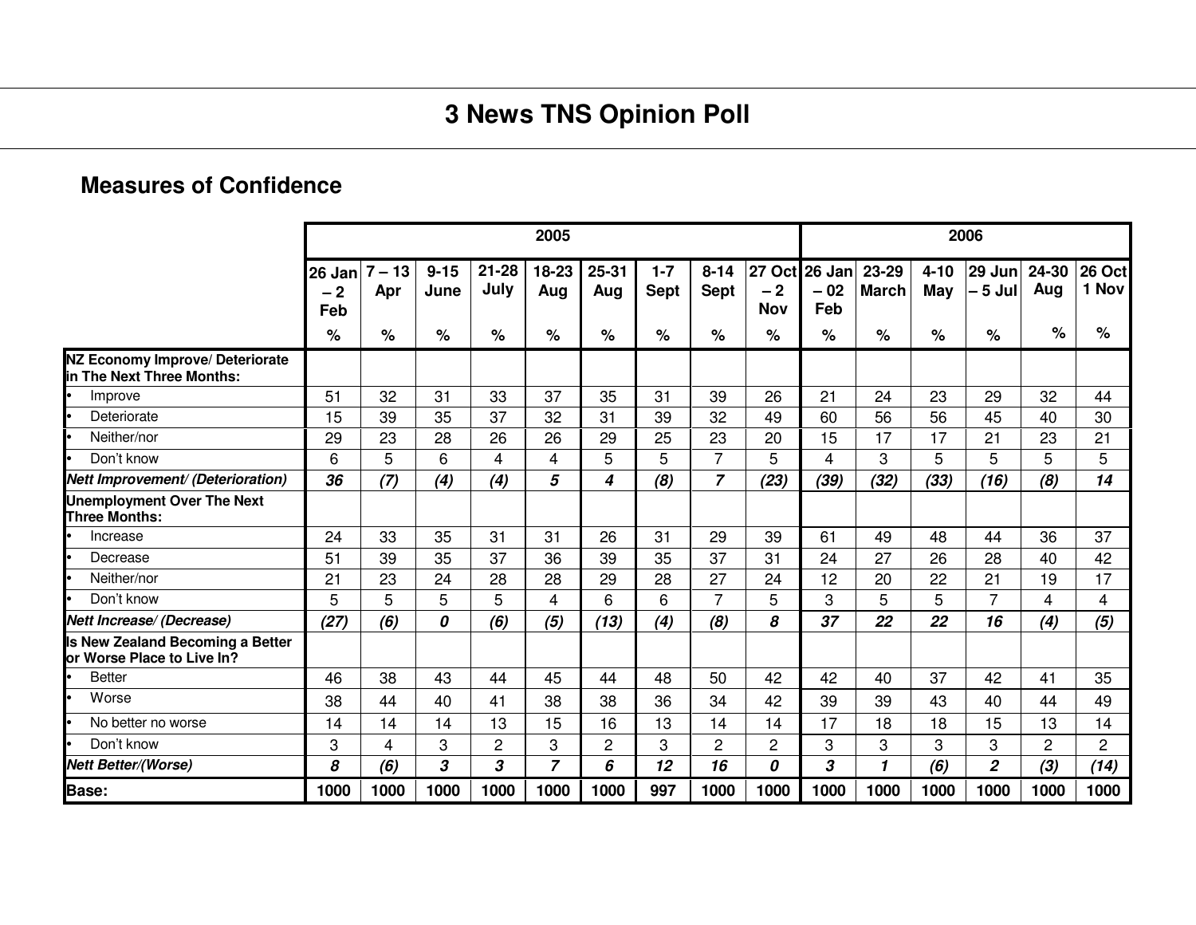# 3 News TNS Opinion Poll

## Measures of Confidence

| | 2005 | | | | | | | | | 2006 | | | | | |
|---|---|---|---|---|---|---|---|---|---|---|---|---|---|---|---|
| | 26 Jan – 2 Feb | 7 – 13 Apr | 9-15 June | 21-28 July | 18-23 Aug | 25-31 Aug | 1-7 Sept | 8-14 Sept | 27 Oct – 2 Nov | 26 Jan – 02 Feb | 23-29 March | 4-10 May | 29 Jun – 5 Jul | 24-30 Aug | 26 Oct 1 Nov |
| | % | % | % | % | % | % | % | % | % | % | % | % | % | % | % |
| **NZ Economy Improve/ Deteriorate in The Next Three Months:** | | | | | | | | | | | | | | | |
| • Improve | 51 | 32 | 31 | 33 | 37 | 35 | 31 | 39 | 26 | 21 | 24 | 23 | 29 | 32 | 44 |
| • Deteriorate | 15 | 39 | 35 | 37 | 32 | 31 | 39 | 32 | 49 | 60 | 56 | 56 | 45 | 40 | 30 |
| • Neither/nor | 29 | 23 | 28 | 26 | 26 | 29 | 25 | 23 | 20 | 15 | 17 | 17 | 21 | 23 | 21 |
| • Don't know | 6 | 5 | 6 | 4 | 4 | 5 | 5 | 7 | 5 | 4 | 3 | 5 | 5 | 5 | 5 |
| ***Nett Improvement/ (Deterioration)*** | ***36*** | ***(7)*** | ***(4)*** | ***(4)*** | ***5*** | ***4*** | ***(8)*** | ***7*** | ***(23)*** | ***(39)*** | ***(32)*** | ***(33)*** | ***(16)*** | ***(8)*** | ***14*** |
| **Unemployment Over The Next Three Months:** | | | | | | | | | | | | | | | |
| • Increase | 24 | 33 | 35 | 31 | 31 | 26 | 31 | 29 | 39 | 61 | 49 | 48 | 44 | 36 | 37 |
| • Decrease | 51 | 39 | 35 | 37 | 36 | 39 | 35 | 37 | 31 | 24 | 27 | 26 | 28 | 40 | 42 |
| • Neither/nor | 21 | 23 | 24 | 28 | 28 | 29 | 28 | 27 | 24 | 12 | 20 | 22 | 21 | 19 | 17 |
| • Don't know | 5 | 5 | 5 | 5 | 4 | 6 | 6 | 7 | 5 | 3 | 5 | 5 | 7 | 4 | 4 |
| ***Nett Increase/ (Decrease)*** | ***(27)*** | ***(6)*** | ***0*** | ***(6)*** | ***(5)*** | ***(13)*** | ***(4)*** | ***(8)*** | ***8*** | ***37*** | ***22*** | ***22*** | ***16*** | ***(4)*** | ***(5)*** |
| **Is New Zealand Becoming a Better or Worse Place to Live In?** | | | | | | | | | | | | | | | |
| • Better | 46 | 38 | 43 | 44 | 45 | 44 | 48 | 50 | 42 | 42 | 40 | 37 | 42 | 41 | 35 |
| • Worse | 38 | 44 | 40 | 41 | 38 | 38 | 36 | 34 | 42 | 39 | 39 | 43 | 40 | 44 | 49 |
| • No better no worse | 14 | 14 | 14 | 13 | 15 | 16 | 13 | 14 | 14 | 17 | 18 | 18 | 15 | 13 | 14 |
| • Don't know | 3 | 4 | 3 | 2 | 3 | 2 | 3 | 2 | 2 | 3 | 3 | 3 | 3 | 2 | 2 |
| ***Nett Better/(Worse)*** | ***8*** | ***(6)*** | ***3*** | ***3*** | ***7*** | ***6*** | ***12*** | ***16*** | ***0*** | ***3*** | ***1*** | ***(6)*** | ***2*** | ***(3)*** | ***(14)*** |
| **Base:** | **1000** | **1000** | **1000** | **1000** | **1000** | **1000** | **997** | **1000** | **1000** | **1000** | **1000** | **1000** | **1000** | **1000** | **1000** |